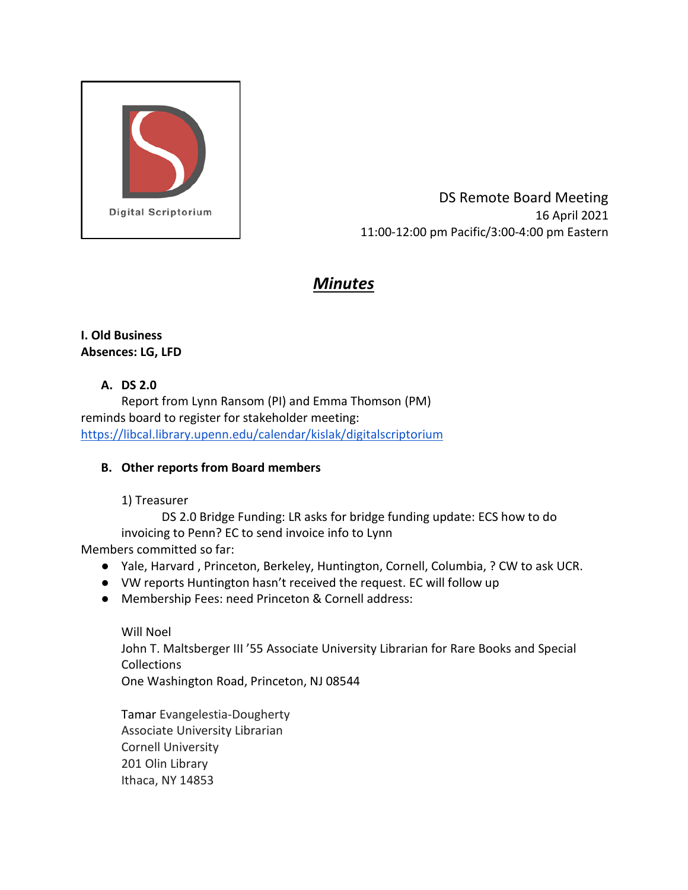Digital Scriptorium

DS Remote Board Meeting
16 April 2021
11:00-12:00 pm Pacific/3:00-4:00 pm Eastern

# *Minutes*

**I. Old Business**
**Absences: LG, LFD**

**A. DS 2.0**

Report from Lynn Ransom (PI) and Emma Thomson (PM) reminds board to register for stakeholder meeting: https://libcal.library.upenn.edu/calendar/kislak/digitalscriptorium

**B. Other reports from Board members**

1) Treasurer

DS 2.0 Bridge Funding: LR asks for bridge funding update: ECS how to do invoicing to Penn? EC to send invoice info to Lynn

Members committed so far:

- Yale, Harvard , Princeton, Berkeley, Huntington, Cornell, Columbia, ? CW to ask UCR.
- VW reports Huntington hasn't received the request. EC will follow up
- Membership Fees: need Princeton & Cornell address:

Will Noel
John T. Maltsberger III '55 Associate University Librarian for Rare Books and Special Collections
One Washington Road, Princeton, NJ 08544

Tamar Evangelestia-Dougherty
Associate University Librarian
Cornell University
201 Olin Library
Ithaca, NY 14853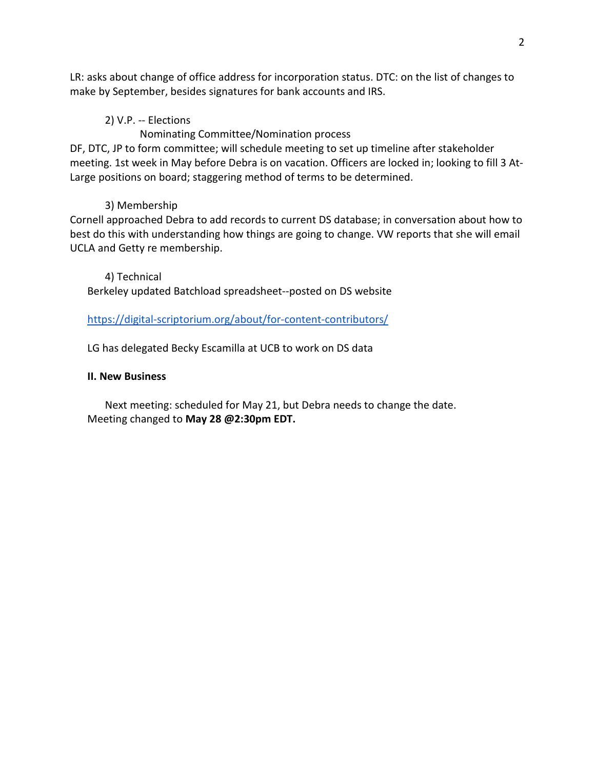LR: asks about change of office address for incorporation status. DTC: on the list of changes to make by September, besides signatures for bank accounts and IRS.

2) V.P. -- Elections

Nominating Committee/Nomination process

DF, DTC, JP to form committee; will schedule meeting to set up timeline after stakeholder meeting. 1st week in May before Debra is on vacation. Officers are locked in; looking to fill 3 At-Large positions on board; staggering method of terms to be determined.

3) Membership

Cornell approached Debra to add records to current DS database; in conversation about how to best do this with understanding how things are going to change. VW reports that she will email UCLA and Getty re membership.

4) Technical

Berkeley updated Batchload spreadsheet--posted on DS website

https://digital-scriptorium.org/about/for-content-contributors/

LG has delegated Becky Escamilla at UCB to work on DS data

**II. New Business**

Next meeting: scheduled for May 21, but Debra needs to change the date.
Meeting changed to **May 28 @2:30pm EDT.**